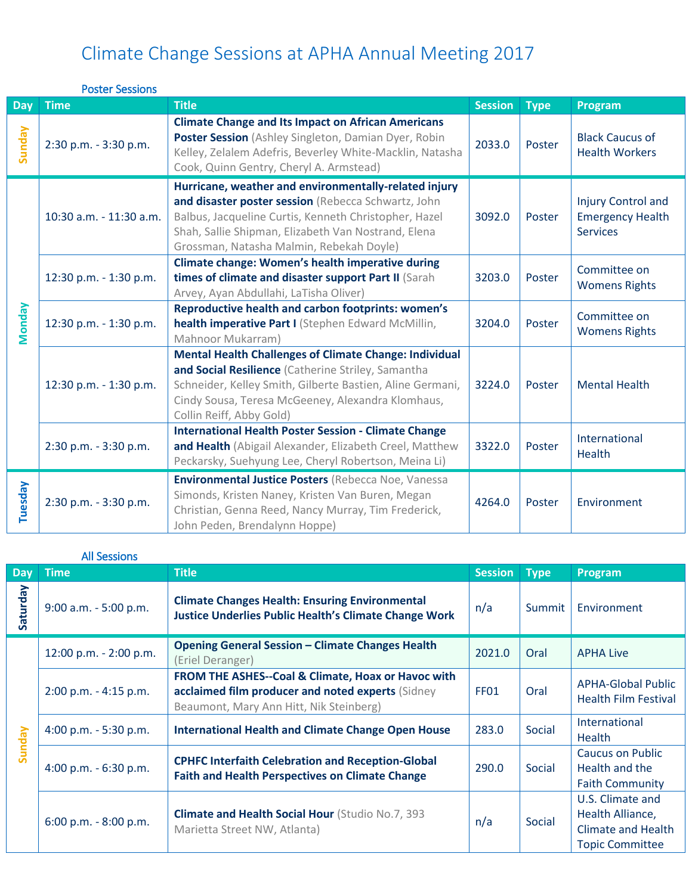# Climate Change Sessions at APHA Annual Meeting 2017

## Poster Sessions

| Day | Time | Title | Session | Type | Program |
|---|---|---|---|---|---|
| Sunday | 2:30 p.m. - 3:30 p.m. | **Climate Change and Its Impact on African Americans Poster Session** (Ashley Singleton, Damian Dyer, Robin Kelley, Zelalem Adefris, Beverley White-Macklin, Natasha Cook, Quinn Gentry, Cheryl A. Armstead) | 2033.0 | Poster | Black Caucus of Health Workers |
| Monday | 10:30 a.m. - 11:30 a.m. | **Hurricane, weather and environmentally-related injury and disaster poster session** (Rebecca Schwartz, John Balbus, Jacqueline Curtis, Kenneth Christopher, Hazel Shah, Sallie Shipman, Elizabeth Van Nostrand, Elena Grossman, Natasha Malmin, Rebekah Doyle) | 3092.0 | Poster | Injury Control and Emergency Health Services |
| | 12:30 p.m. - 1:30 p.m. | **Climate change: Women's health imperative during times of climate and disaster support Part II** (Sarah Arvey, Ayan Abdullahi, LaTisha Oliver) | 3203.0 | Poster | Committee on Womens Rights |
| | 12:30 p.m. - 1:30 p.m. | **Reproductive health and carbon footprints: women's health imperative Part I** (Stephen Edward McMillin, Mahnoor Mukarram) | 3204.0 | Poster | Committee on Womens Rights |
| | 12:30 p.m. - 1:30 p.m. | **Mental Health Challenges of Climate Change: Individual and Social Resilience** (Catherine Striley, Samantha Schneider, Kelley Smith, Gilberte Bastien, Aline Germani, Cindy Sousa, Teresa McGeeney, Alexandra Klomhaus, Collin Reiff, Abby Gold) | 3224.0 | Poster | Mental Health |
| | 2:30 p.m. - 3:30 p.m. | **International Health Poster Session - Climate Change and Health** (Abigail Alexander, Elizabeth Creel, Matthew Peckarsky, Suehyung Lee, Cheryl Robertson, Meina Li) | 3322.0 | Poster | International Health |
| Tuesday | 2:30 p.m. - 3:30 p.m. | **Environmental Justice Posters** (Rebecca Noe, Vanessa Simonds, Kristen Naney, Kristen Van Buren, Megan Christian, Genna Reed, Nancy Murray, Tim Frederick, John Peden, Brendalynn Hoppe) | 4264.0 | Poster | Environment |

## All Sessions

| Day | Time | Title | Session | Type | Program |
|---|---|---|---|---|---|
| Saturday | 9:00 a.m. - 5:00 p.m. | **Climate Changes Health: Ensuring Environmental Justice Underlies Public Health's Climate Change Work** | n/a | Summit | Environment |
| Sunday | 12:00 p.m. - 2:00 p.m. | **Opening General Session – Climate Changes Health** (Eriel Deranger) | 2021.0 | Oral | APHA Live |
| | 2:00 p.m. - 4:15 p.m. | **FROM THE ASHES--Coal & Climate, Hoax or Havoc with acclaimed film producer and noted experts** (Sidney Beaumont, Mary Ann Hitt, Nik Steinberg) | FF01 | Oral | APHA-Global Public Health Film Festival |
| | 4:00 p.m. - 5:30 p.m. | **International Health and Climate Change Open House** | 283.0 | Social | International Health |
| | 4:00 p.m. - 6:30 p.m. | **CPHFC Interfaith Celebration and Reception-Global Faith and Health Perspectives on Climate Change** | 290.0 | Social | Caucus on Public Health and the Faith Community |
| | 6:00 p.m. - 8:00 p.m. | **Climate and Health Social Hour** (Studio No.7, 393 Marietta Street NW, Atlanta) | n/a | Social | U.S. Climate and Health Alliance, Climate and Health Topic Committee |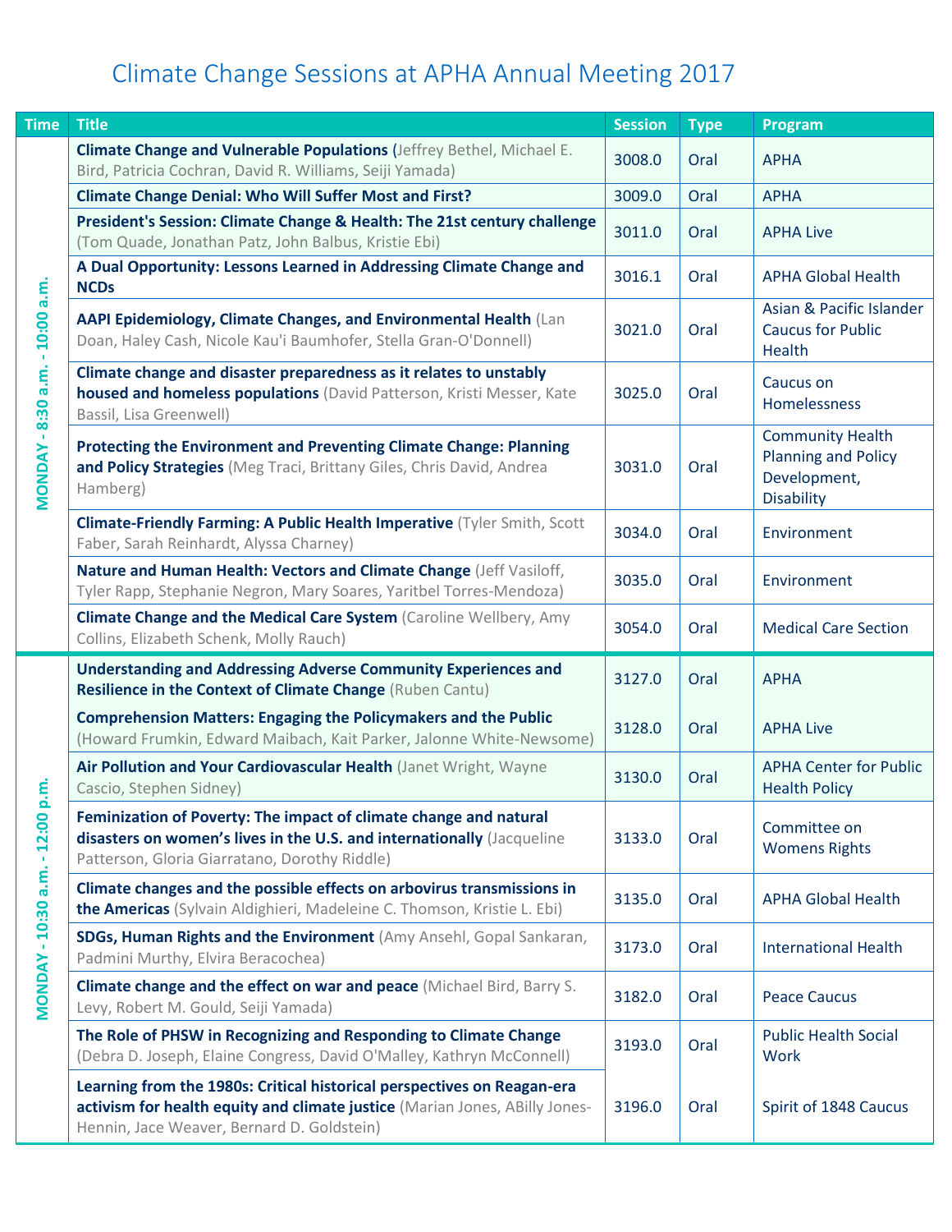# Climate Change Sessions at APHA Annual Meeting 2017

| Time | Title | Session | Type | Program |
|---|---|---|---|---|
| MONDAY - 8:30 a.m. - 10:00 a.m. | **Climate Change and Vulnerable Populations** (Jeffrey Bethel, Michael E. Bird, Patricia Cochran, David R. Williams, Seiji Yamada) | 3008.0 | Oral | APHA |
| | **Climate Change Denial: Who Will Suffer Most and First?** | 3009.0 | Oral | APHA |
| | **President's Session: Climate Change & Health: The 21st century challenge** (Tom Quade, Jonathan Patz, John Balbus, Kristie Ebi) | 3011.0 | Oral | APHA Live |
| | **A Dual Opportunity: Lessons Learned in Addressing Climate Change and NCDs** | 3016.1 | Oral | APHA Global Health |
| | **AAPI Epidemiology, Climate Changes, and Environmental Health** (Lan Doan, Haley Cash, Nicole Kau'i Baumhofer, Stella Gran-O'Donnell) | 3021.0 | Oral | Asian & Pacific Islander Caucus for Public Health |
| | **Climate change and disaster preparedness as it relates to unstably housed and homeless populations** (David Patterson, Kristi Messer, Kate Bassil, Lisa Greenwell) | 3025.0 | Oral | Caucus on Homelessness |
| | **Protecting the Environment and Preventing Climate Change: Planning and Policy Strategies** (Meg Traci, Brittany Giles, Chris David, Andrea Hamberg) | 3031.0 | Oral | Community Health Planning and Policy Development, Disability |
| | **Climate-Friendly Farming: A Public Health Imperative** (Tyler Smith, Scott Faber, Sarah Reinhardt, Alyssa Charney) | 3034.0 | Oral | Environment |
| | **Nature and Human Health: Vectors and Climate Change** (Jeff Vasiloff, Tyler Rapp, Stephanie Negron, Mary Soares, Yaritbel Torres-Mendoza) | 3035.0 | Oral | Environment |
| | **Climate Change and the Medical Care System** (Caroline Wellbery, Amy Collins, Elizabeth Schenk, Molly Rauch) | 3054.0 | Oral | Medical Care Section |
| MONDAY - 10:30 a.m. - 12:00 p.m. | **Understanding and Addressing Adverse Community Experiences and Resilience in the Context of Climate Change** (Ruben Cantu) | 3127.0 | Oral | APHA |
| | **Comprehension Matters: Engaging the Policymakers and the Public** (Howard Frumkin, Edward Maibach, Kait Parker, Jalonne White-Newsome) | 3128.0 | Oral | APHA Live |
| | **Air Pollution and Your Cardiovascular Health** (Janet Wright, Wayne Cascio, Stephen Sidney) | 3130.0 | Oral | APHA Center for Public Health Policy |
| | **Feminization of Poverty: The impact of climate change and natural disasters on women's lives in the U.S. and internationally** (Jacqueline Patterson, Gloria Giarratano, Dorothy Riddle) | 3133.0 | Oral | Committee on Womens Rights |
| | **Climate changes and the possible effects on arbovirus transmissions in the Americas** (Sylvain Aldighieri, Madeleine C. Thomson, Kristie L. Ebi) | 3135.0 | Oral | APHA Global Health |
| | **SDGs, Human Rights and the Environment** (Amy Ansehl, Gopal Sankaran, Padmini Murthy, Elvira Beracochea) | 3173.0 | Oral | International Health |
| | **Climate change and the effect on war and peace** (Michael Bird, Barry S. Levy, Robert M. Gould, Seiji Yamada) | 3182.0 | Oral | Peace Caucus |
| | **The Role of PHSW in Recognizing and Responding to Climate Change** (Debra D. Joseph, Elaine Congress, David O'Malley, Kathryn McConnell) | 3193.0 | Oral | Public Health Social Work |
| | **Learning from the 1980s: Critical historical perspectives on Reagan-era activism for health equity and climate justice** (Marian Jones, ABilly Jones-Hennin, Jace Weaver, Bernard D. Goldstein) | 3196.0 | Oral | Spirit of 1848 Caucus |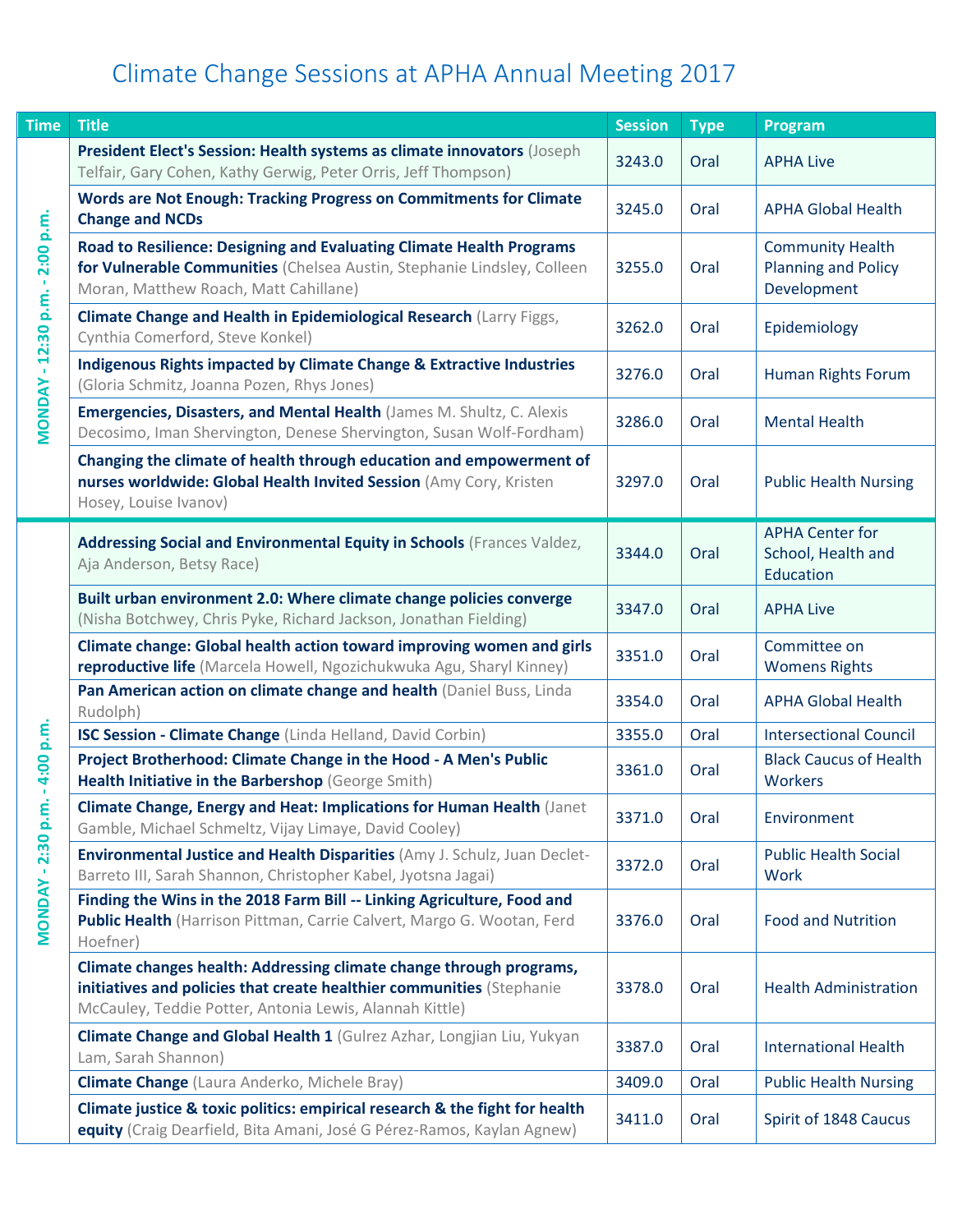# Climate Change Sessions at APHA Annual Meeting 2017

| Time | Title | Session | Type | Program |
|---|---|---|---|---|
| MONDAY - 12:30 p.m. - 2:00 p.m. | **President Elect's Session: Health systems as climate innovators** (Joseph Telfair, Gary Cohen, Kathy Gerwig, Peter Orris, Jeff Thompson) | 3243.0 | Oral | APHA Live |
| | **Words are Not Enough: Tracking Progress on Commitments for Climate Change and NCDs** | 3245.0 | Oral | APHA Global Health |
| | **Road to Resilience: Designing and Evaluating Climate Health Programs for Vulnerable Communities** (Chelsea Austin, Stephanie Lindsley, Colleen Moran, Matthew Roach, Matt Cahillane) | 3255.0 | Oral | Community Health Planning and Policy Development |
| | **Climate Change and Health in Epidemiological Research** (Larry Figgs, Cynthia Comerford, Steve Konkel) | 3262.0 | Oral | Epidemiology |
| | **Indigenous Rights impacted by Climate Change & Extractive Industries** (Gloria Schmitz, Joanna Pozen, Rhys Jones) | 3276.0 | Oral | Human Rights Forum |
| | **Emergencies, Disasters, and Mental Health** (James M. Shultz, C. Alexis Decosimo, Iman Shervington, Denese Shervington, Susan Wolf-Fordham) | 3286.0 | Oral | Mental Health |
| | **Changing the climate of health through education and empowerment of nurses worldwide: Global Health Invited Session** (Amy Cory, Kristen Hosey, Louise Ivanov) | 3297.0 | Oral | Public Health Nursing |
| MONDAY - 2:30 p.m. - 4:00 p.m. | **Addressing Social and Environmental Equity in Schools** (Frances Valdez, Aja Anderson, Betsy Race) | 3344.0 | Oral | APHA Center for School, Health and Education |
| | **Built urban environment 2.0: Where climate change policies converge** (Nisha Botchwey, Chris Pyke, Richard Jackson, Jonathan Fielding) | 3347.0 | Oral | APHA Live |
| | **Climate change: Global health action toward improving women and girls reproductive life** (Marcela Howell, Ngozichukwuka Agu, Sharyl Kinney) | 3351.0 | Oral | Committee on Womens Rights |
| | **Pan American action on climate change and health** (Daniel Buss, Linda Rudolph) | 3354.0 | Oral | APHA Global Health |
| | **ISC Session - Climate Change** (Linda Helland, David Corbin) | 3355.0 | Oral | Intersectional Council |
| | **Project Brotherhood: Climate Change in the Hood - A Men's Public Health Initiative in the Barbershop** (George Smith) | 3361.0 | Oral | Black Caucus of Health Workers |
| | **Climate Change, Energy and Heat: Implications for Human Health** (Janet Gamble, Michael Schmeltz, Vijay Limaye, David Cooley) | 3371.0 | Oral | Environment |
| | **Environmental Justice and Health Disparities** (Amy J. Schulz, Juan Declet-Barreto III, Sarah Shannon, Christopher Kabel, Jyotsna Jagai) | 3372.0 | Oral | Public Health Social Work |
| | **Finding the Wins in the 2018 Farm Bill -- Linking Agriculture, Food and Public Health** (Harrison Pittman, Carrie Calvert, Margo G. Wootan, Ferd Hoefner) | 3376.0 | Oral | Food and Nutrition |
| | **Climate changes health: Addressing climate change through programs, initiatives and policies that create healthier communities** (Stephanie McCauley, Teddie Potter, Antonia Lewis, Alannah Kittle) | 3378.0 | Oral | Health Administration |
| | **Climate Change and Global Health 1** (Gulrez Azhar, Longjian Liu, Yukyan Lam, Sarah Shannon) | 3387.0 | Oral | International Health |
| | **Climate Change** (Laura Anderko, Michele Bray) | 3409.0 | Oral | Public Health Nursing |
| | **Climate justice & toxic politics: empirical research & the fight for health equity** (Craig Dearfield, Bita Amani, José G Pérez-Ramos, Kaylan Agnew) | 3411.0 | Oral | Spirit of 1848 Caucus |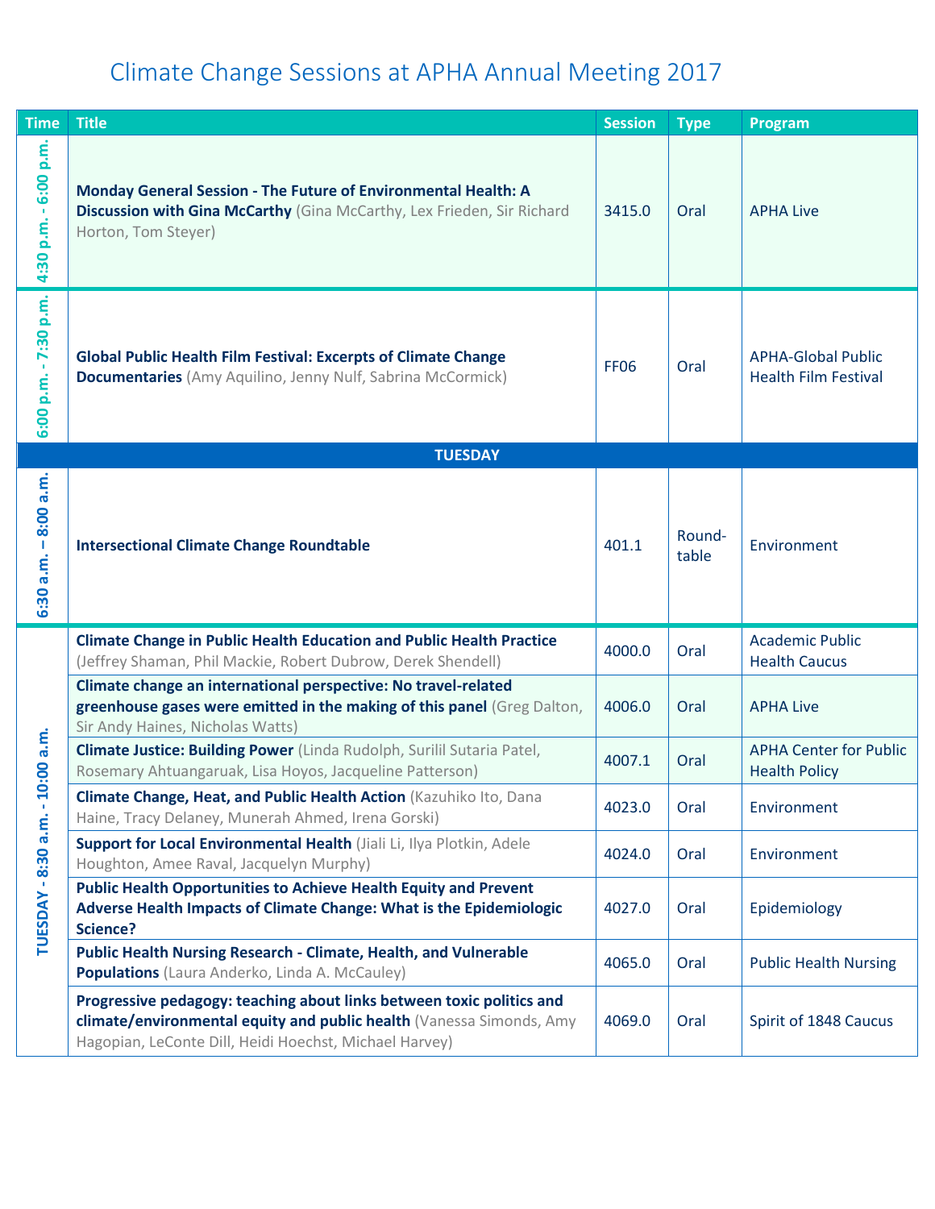# Climate Change Sessions at APHA Annual Meeting 2017

| Time | Title | Session | Type | Program |
|---|---|---|---|---|
| 4:30 p.m. - 6:00 p.m. | **Monday General Session - The Future of Environmental Health: A Discussion with Gina McCarthy** (Gina McCarthy, Lex Frieden, Sir Richard Horton, Tom Steyer) | 3415.0 | Oral | APHA Live |
| 6:00 p.m. - 7:30 p.m. | **Global Public Health Film Festival: Excerpts of Climate Change Documentaries** (Amy Aquilino, Jenny Nulf, Sabrina McCormick) | FF06 | Oral | APHA-Global Public Health Film Festival |
| **TUESDAY** | | | | |
| 6:30 a.m. – 8:00 a.m. | **Intersectional Climate Change Roundtable** | 401.1 | Round-table | Environment |
| TUESDAY - 8:30 a.m. - 10:00 a.m. | **Climate Change in Public Health Education and Public Health Practice** (Jeffrey Shaman, Phil Mackie, Robert Dubrow, Derek Shendell) | 4000.0 | Oral | Academic Public Health Caucus |
| | **Climate change an international perspective: No travel-related greenhouse gases were emitted in the making of this panel** (Greg Dalton, Sir Andy Haines, Nicholas Watts) | 4006.0 | Oral | APHA Live |
| | **Climate Justice: Building Power** (Linda Rudolph, Surilil Sutaria Patel, Rosemary Ahtuangaruak, Lisa Hoyos, Jacqueline Patterson) | 4007.1 | Oral | APHA Center for Public Health Policy |
| | **Climate Change, Heat, and Public Health Action** (Kazuhiko Ito, Dana Haine, Tracy Delaney, Munerah Ahmed, Irena Gorski) | 4023.0 | Oral | Environment |
| | **Support for Local Environmental Health** (Jiali Li, Ilya Plotkin, Adele Houghton, Amee Raval, Jacquelyn Murphy) | 4024.0 | Oral | Environment |
| | **Public Health Opportunities to Achieve Health Equity and Prevent Adverse Health Impacts of Climate Change: What is the Epidemiologic Science?** | 4027.0 | Oral | Epidemiology |
| | **Public Health Nursing Research - Climate, Health, and Vulnerable Populations** (Laura Anderko, Linda A. McCauley) | 4065.0 | Oral | Public Health Nursing |
| | **Progressive pedagogy: teaching about links between toxic politics and climate/environmental equity and public health** (Vanessa Simonds, Amy Hagopian, LeConte Dill, Heidi Hoechst, Michael Harvey) | 4069.0 | Oral | Spirit of 1848 Caucus |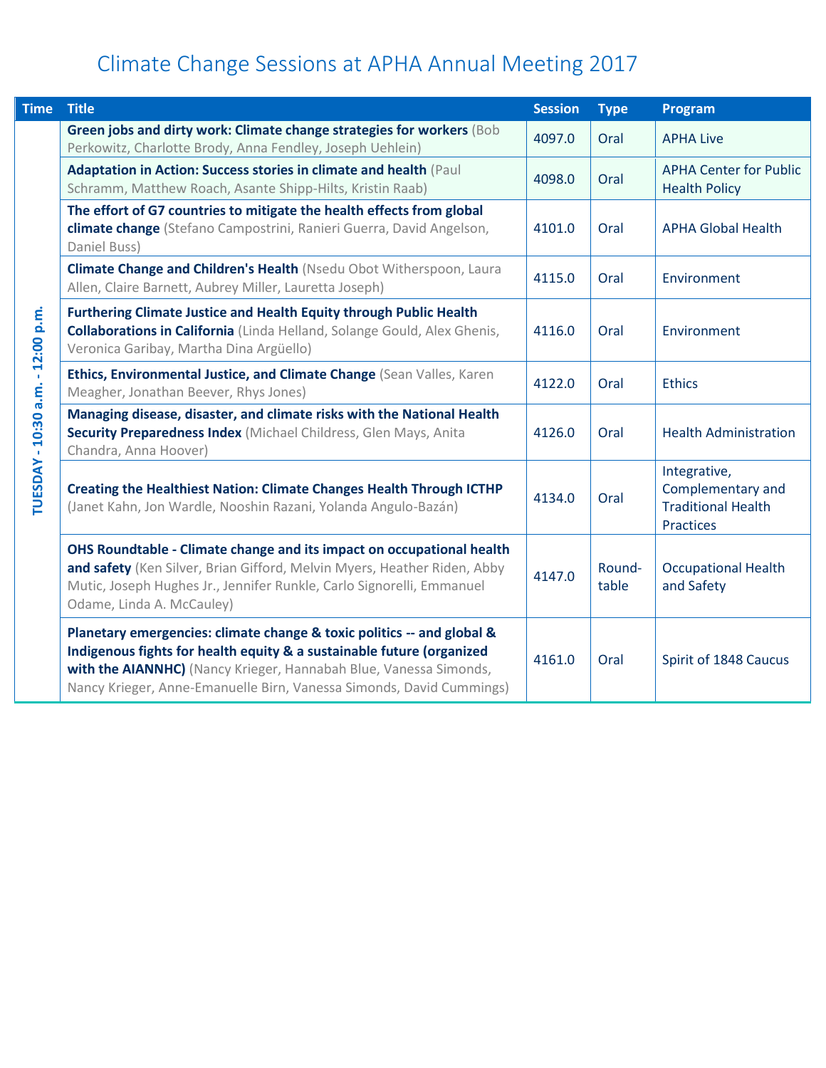# Climate Change Sessions at APHA Annual Meeting 2017

| Time | Title | Session | Type | Program |
|---|---|---|---|---|
| TUESDAY - 10:30 a.m. - 12:00 p.m. | **Green jobs and dirty work: Climate change strategies for workers** (Bob Perkowitz, Charlotte Brody, Anna Fendley, Joseph Uehlein) | 4097.0 | Oral | APHA Live |
| | **Adaptation in Action: Success stories in climate and health** (Paul Schramm, Matthew Roach, Asante Shipp-Hilts, Kristin Raab) | 4098.0 | Oral | APHA Center for Public Health Policy |
| | **The effort of G7 countries to mitigate the health effects from global climate change** (Stefano Campostrini, Ranieri Guerra, David Angelson, Daniel Buss) | 4101.0 | Oral | APHA Global Health |
| | **Climate Change and Children's Health** (Nsedu Obot Witherspoon, Laura Allen, Claire Barnett, Aubrey Miller, Lauretta Joseph) | 4115.0 | Oral | Environment |
| | **Furthering Climate Justice and Health Equity through Public Health Collaborations in California** (Linda Helland, Solange Gould, Alex Ghenis, Veronica Garibay, Martha Dina Argüello) | 4116.0 | Oral | Environment |
| | **Ethics, Environmental Justice, and Climate Change** (Sean Valles, Karen Meagher, Jonathan Beever, Rhys Jones) | 4122.0 | Oral | Ethics |
| | **Managing disease, disaster, and climate risks with the National Health Security Preparedness Index** (Michael Childress, Glen Mays, Anita Chandra, Anna Hoover) | 4126.0 | Oral | Health Administration |
| | **Creating the Healthiest Nation: Climate Changes Health Through ICTHP** (Janet Kahn, Jon Wardle, Nooshin Razani, Yolanda Angulo-Bazán) | 4134.0 | Oral | Integrative, Complementary and Traditional Health Practices |
| | **OHS Roundtable - Climate change and its impact on occupational health and safety** (Ken Silver, Brian Gifford, Melvin Myers, Heather Riden, Abby Mutic, Joseph Hughes Jr., Jennifer Runkle, Carlo Signorelli, Emmanuel Odame, Linda A. McCauley) | 4147.0 | Round-table | Occupational Health and Safety |
| | **Planetary emergencies: climate change & toxic politics -- and global & Indigenous fights for health equity & a sustainable future (organized with the AIANNHC)** (Nancy Krieger, Hannabah Blue, Vanessa Simonds, Nancy Krieger, Anne-Emanuelle Birn, Vanessa Simonds, David Cummings) | 4161.0 | Oral | Spirit of 1848 Caucus |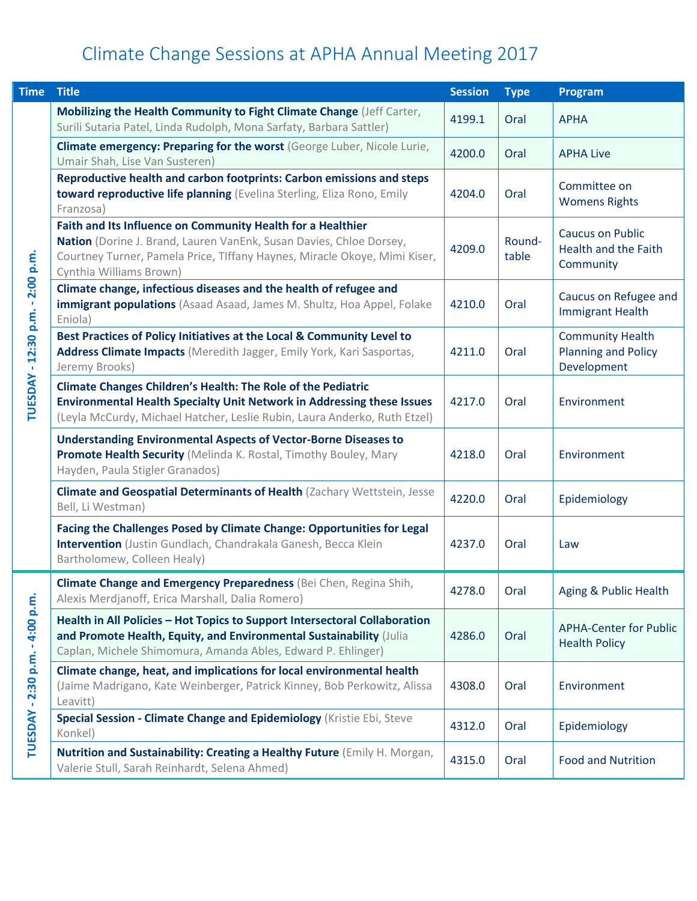# Climate Change Sessions at APHA Annual Meeting 2017

| Time | Title | Session | Type | Program |
|---|---|---|---|---|
| TUESDAY - 12:30 p.m. - 2:00 p.m. | **Mobilizing the Health Community to Fight Climate Change** (Jeff Carter, Surili Sutaria Patel, Linda Rudolph, Mona Sarfaty, Barbara Sattler) | 4199.1 | Oral | APHA |
| | **Climate emergency: Preparing for the worst** (George Luber, Nicole Lurie, Umair Shah, Lise Van Susteren) | 4200.0 | Oral | APHA Live |
| | **Reproductive health and carbon footprints: Carbon emissions and steps toward reproductive life planning** (Evelina Sterling, Eliza Rono, Emily Franzosa) | 4204.0 | Oral | Committee on Womens Rights |
| | **Faith and Its Influence on Community Health for a Healthier Nation** (Dorine J. Brand, Lauren VanEnk, Susan Davies, Chloe Dorsey, Courtney Turner, Pamela Price, TIffany Haynes, Miracle Okoye, Mimi Kiser, Cynthia Williams Brown) | 4209.0 | Round-table | Caucus on Public Health and the Faith Community |
| | **Climate change, infectious diseases and the health of refugee and immigrant populations** (Asaad Asaad, James M. Shultz, Hoa Appel, Folake Eniola) | 4210.0 | Oral | Caucus on Refugee and Immigrant Health |
| | **Best Practices of Policy Initiatives at the Local & Community Level to Address Climate Impacts** (Meredith Jagger, Emily York, Kari Sasportas, Jeremy Brooks) | 4211.0 | Oral | Community Health Planning and Policy Development |
| | **Climate Changes Children's Health: The Role of the Pediatric Environmental Health Specialty Unit Network in Addressing these Issues** (Leyla McCurdy, Michael Hatcher, Leslie Rubin, Laura Anderko, Ruth Etzel) | 4217.0 | Oral | Environment |
| | **Understanding Environmental Aspects of Vector-Borne Diseases to Promote Health Security** (Melinda K. Rostal, Timothy Bouley, Mary Hayden, Paula Stigler Granados) | 4218.0 | Oral | Environment |
| | **Climate and Geospatial Determinants of Health** (Zachary Wettstein, Jesse Bell, Li Westman) | 4220.0 | Oral | Epidemiology |
| | **Facing the Challenges Posed by Climate Change: Opportunities for Legal Intervention** (Justin Gundlach, Chandrakala Ganesh, Becca Klein Bartholomew, Colleen Healy) | 4237.0 | Oral | Law |
| TUESDAY - 2:30 p.m. - 4:00 p.m. | **Climate Change and Emergency Preparedness** (Bei Chen, Regina Shih, Alexis Merdjanoff, Erica Marshall, Dalia Romero) | 4278.0 | Oral | Aging & Public Health |
| | **Health in All Policies – Hot Topics to Support Intersectoral Collaboration and Promote Health, Equity, and Environmental Sustainability** (Julia Caplan, Michele Shimomura, Amanda Ables, Edward P. Ehlinger) | 4286.0 | Oral | APHA-Center for Public Health Policy |
| | **Climate change, heat, and implications for local environmental health** (Jaime Madrigano, Kate Weinberger, Patrick Kinney, Bob Perkowitz, Alissa Leavitt) | 4308.0 | Oral | Environment |
| | **Special Session - Climate Change and Epidemiology** (Kristie Ebi, Steve Konkel) | 4312.0 | Oral | Epidemiology |
| | **Nutrition and Sustainability: Creating a Healthy Future** (Emily H. Morgan, Valerie Stull, Sarah Reinhardt, Selena Ahmed) | 4315.0 | Oral | Food and Nutrition |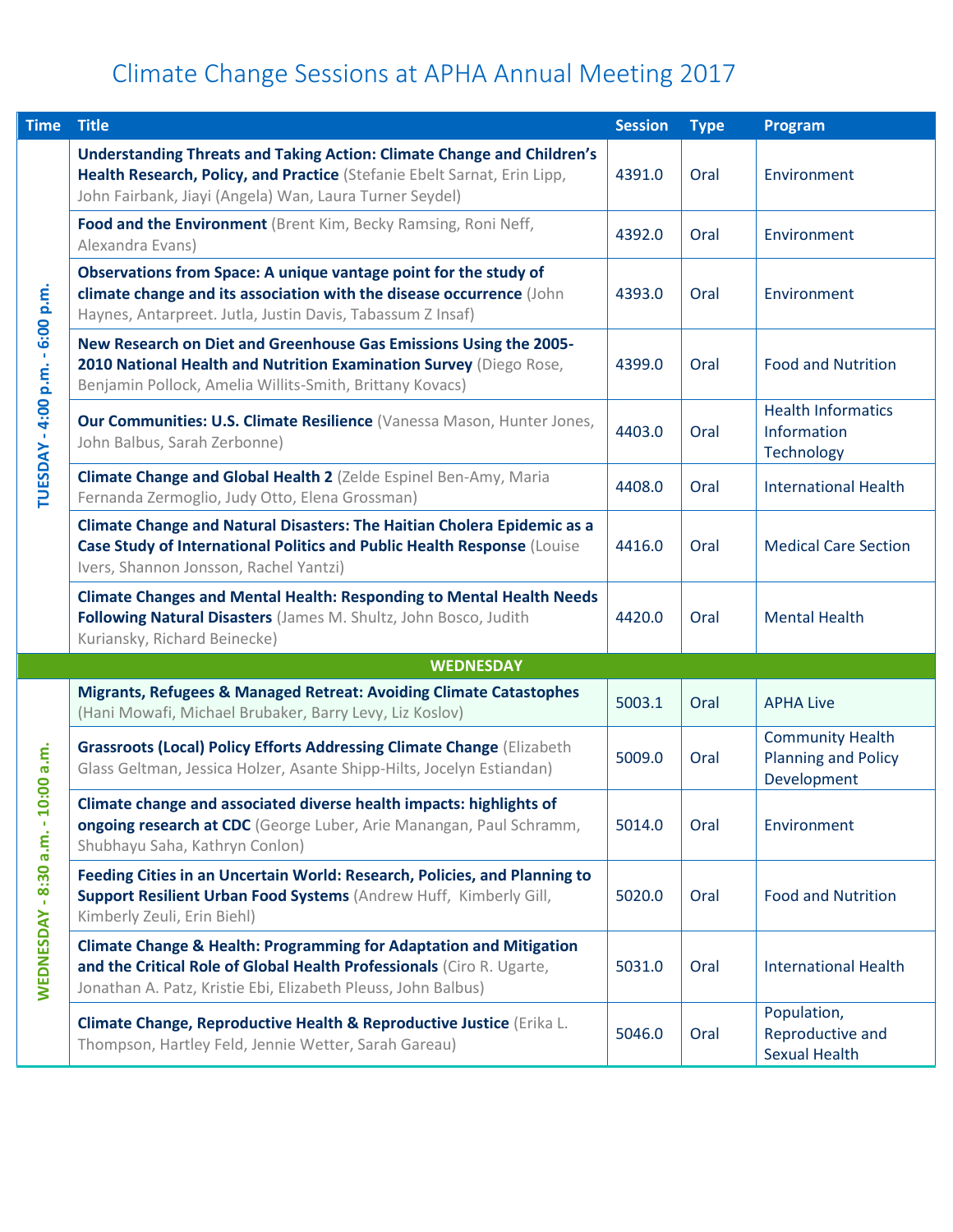# Climate Change Sessions at APHA Annual Meeting 2017

| Time | Title | Session | Type | Program |
|---|---|---|---|---|
| TUESDAY - 4:00 p.m. - 6:00 p.m. | **Understanding Threats and Taking Action: Climate Change and Children's Health Research, Policy, and Practice** (Stefanie Ebelt Sarnat, Erin Lipp, John Fairbank, Jiayi (Angela) Wan, Laura Turner Seydel) | 4391.0 | Oral | Environment |
| | **Food and the Environment** (Brent Kim, Becky Ramsing, Roni Neff, Alexandra Evans) | 4392.0 | Oral | Environment |
| | **Observations from Space: A unique vantage point for the study of climate change and its association with the disease occurrence** (John Haynes, Antarpreet. Jutla, Justin Davis, Tabassum Z Insaf) | 4393.0 | Oral | Environment |
| | **New Research on Diet and Greenhouse Gas Emissions Using the 2005-2010 National Health and Nutrition Examination Survey** (Diego Rose, Benjamin Pollock, Amelia Willits-Smith, Brittany Kovacs) | 4399.0 | Oral | Food and Nutrition |
| | **Our Communities: U.S. Climate Resilience** (Vanessa Mason, Hunter Jones, John Balbus, Sarah Zerbonne) | 4403.0 | Oral | Health Informatics Information Technology |
| | **Climate Change and Global Health 2** (Zelde Espinel Ben-Amy, Maria Fernanda Zermoglio, Judy Otto, Elena Grossman) | 4408.0 | Oral | International Health |
| | **Climate Change and Natural Disasters: The Haitian Cholera Epidemic as a Case Study of International Politics and Public Health Response** (Louise Ivers, Shannon Jonsson, Rachel Yantzi) | 4416.0 | Oral | Medical Care Section |
| | **Climate Changes and Mental Health: Responding to Mental Health Needs Following Natural Disasters** (James M. Shultz, John Bosco, Judith Kuriansky, Richard Beinecke) | 4420.0 | Oral | Mental Health |
| | **WEDNESDAY** | | | |
| WEDNESDAY - 8:30 a.m. - 10:00 a.m. | **Migrants, Refugees & Managed Retreat: Avoiding Climate Catastophes** (Hani Mowafi, Michael Brubaker, Barry Levy, Liz Koslov) | 5003.1 | Oral | APHA Live |
| | **Grassroots (Local) Policy Efforts Addressing Climate Change** (Elizabeth Glass Geltman, Jessica Holzer, Asante Shipp-Hilts, Jocelyn Estiandan) | 5009.0 | Oral | Community Health Planning and Policy Development |
| | **Climate change and associated diverse health impacts: highlights of ongoing research at CDC** (George Luber, Arie Manangan, Paul Schramm, Shubhayu Saha, Kathryn Conlon) | 5014.0 | Oral | Environment |
| | **Feeding Cities in an Uncertain World: Research, Policies, and Planning to Support Resilient Urban Food Systems** (Andrew Huff, Kimberly Gill, Kimberly Zeuli, Erin Biehl) | 5020.0 | Oral | Food and Nutrition |
| | **Climate Change & Health: Programming for Adaptation and Mitigation and the Critical Role of Global Health Professionals** (Ciro R. Ugarte, Jonathan A. Patz, Kristie Ebi, Elizabeth Pleuss, John Balbus) | 5031.0 | Oral | International Health |
| | **Climate Change, Reproductive Health & Reproductive Justice** (Erika L. Thompson, Hartley Feld, Jennie Wetter, Sarah Gareau) | 5046.0 | Oral | Population, Reproductive and Sexual Health |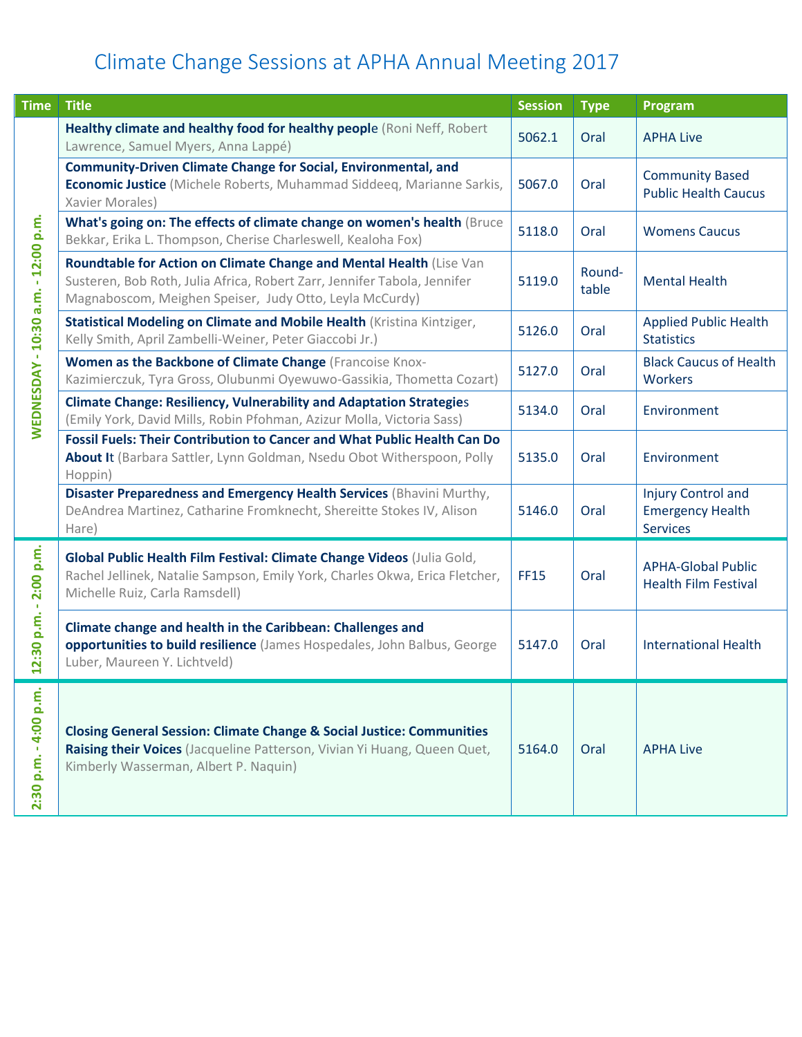# Climate Change Sessions at APHA Annual Meeting 2017

| Time | Title | Session | Type | Program |
|---|---|---|---|---|
| WEDNESDAY - 10:30 a.m. - 12:00 p.m. | **Healthy climate and healthy food for healthy people** (Roni Neff, Robert Lawrence, Samuel Myers, Anna Lappé) | 5062.1 | Oral | APHA Live |
| | **Community-Driven Climate Change for Social, Environmental, and Economic Justice** (Michele Roberts, Muhammad Siddeeq, Marianne Sarkis, Xavier Morales) | 5067.0 | Oral | Community Based Public Health Caucus |
| | **What's going on: The effects of climate change on women's health** (Bruce Bekkar, Erika L. Thompson, Cherise Charleswell, Kealoha Fox) | 5118.0 | Oral | Womens Caucus |
| | **Roundtable for Action on Climate Change and Mental Health** (Lise Van Susteren, Bob Roth, Julia Africa, Robert Zarr, Jennifer Tabola, Jennifer Magnaboscom, Meighen Speiser, Judy Otto, Leyla McCurdy) | 5119.0 | Round-table | Mental Health |
| | **Statistical Modeling on Climate and Mobile Health** (Kristina Kintziger, Kelly Smith, April Zambelli-Weiner, Peter Giaccobi Jr.) | 5126.0 | Oral | Applied Public Health Statistics |
| | **Women as the Backbone of Climate Change** (Francoise Knox-Kazimierczuk, Tyra Gross, Olubunmi Oyewuwo-Gassikia, Thometta Cozart) | 5127.0 | Oral | Black Caucus of Health Workers |
| | **Climate Change: Resiliency, Vulnerability and Adaptation Strategies** (Emily York, David Mills, Robin Pfohman, Azizur Molla, Victoria Sass) | 5134.0 | Oral | Environment |
| | **Fossil Fuels: Their Contribution to Cancer and What Public Health Can Do About It** (Barbara Sattler, Lynn Goldman, Nsedu Obot Witherspoon, Polly Hoppin) | 5135.0 | Oral | Environment |
| | **Disaster Preparedness and Emergency Health Services** (Bhavini Murthy, DeAndrea Martinez, Catharine Fromknecht, Shereitte Stokes IV, Alison Hare) | 5146.0 | Oral | Injury Control and Emergency Health Services |
| 12:30 p.m. - 2:00 p.m. | **Global Public Health Film Festival: Climate Change Videos** (Julia Gold, Rachel Jellinek, Natalie Sampson, Emily York, Charles Okwa, Erica Fletcher, Michelle Ruiz, Carla Ramsdell) | FF15 | Oral | APHA-Global Public Health Film Festival |
| | **Climate change and health in the Caribbean: Challenges and opportunities to build resilience** (James Hospedales, John Balbus, George Luber, Maureen Y. Lichtveld) | 5147.0 | Oral | International Health |
| 2:30 p.m. - 4:00 p.m. | **Closing General Session: Climate Change & Social Justice: Communities Raising their Voices** (Jacqueline Patterson, Vivian Yi Huang, Queen Quet, Kimberly Wasserman, Albert P. Naquin) | 5164.0 | Oral | APHA Live |